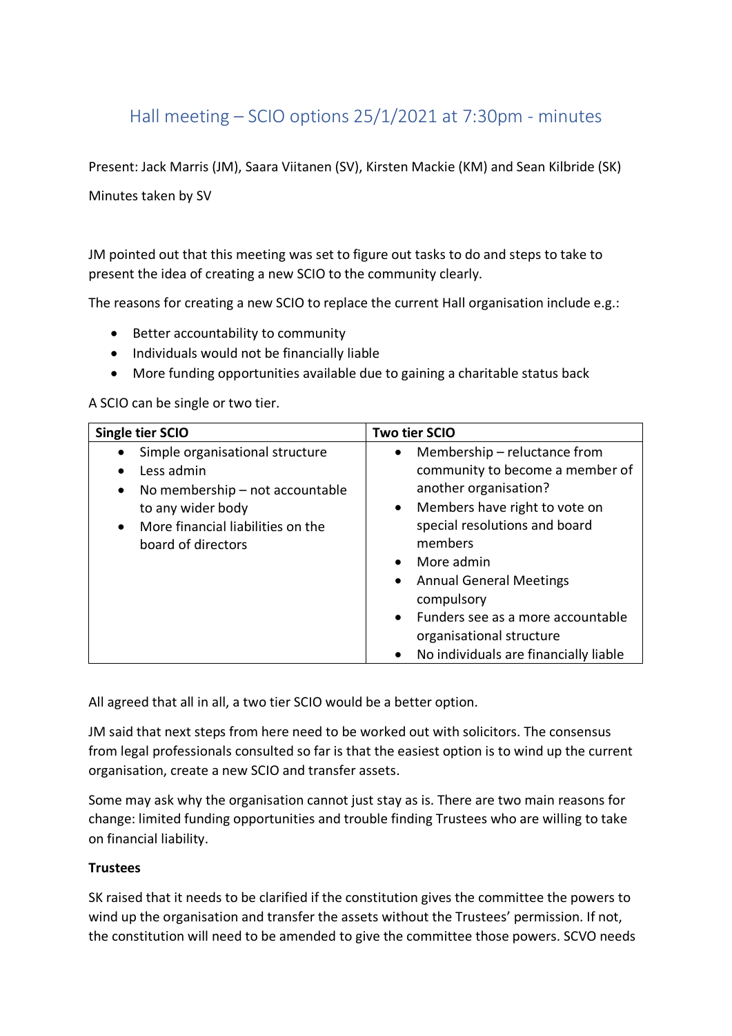# Hall meeting – SCIO options 25/1/2021 at 7:30pm - minutes

Present: Jack Marris (JM), Saara Viitanen (SV), Kirsten Mackie (KM) and Sean Kilbride (SK)

Minutes taken by SV

JM pointed out that this meeting was set to figure out tasks to do and steps to take to present the idea of creating a new SCIO to the community clearly.

The reasons for creating a new SCIO to replace the current Hall organisation include e.g.:

- Better accountability to community
- Individuals would not be financially liable
- More funding opportunities available due to gaining a charitable status back

A SCIO can be single or two tier.

| Single tier SCIO | Two tier SCIO |
|---|---|
| • Simple organisational structure<br>• Less admin<br>• No membership – not accountable to any wider body<br>• More financial liabilities on the board of directors | • Membership – reluctance from community to become a member of another organisation?<br>• Members have right to vote on special resolutions and board members<br>• More admin<br>• Annual General Meetings compulsory<br>• Funders see as a more accountable organisational structure<br>• No individuals are financially liable |

All agreed that all in all, a two tier SCIO would be a better option.

JM said that next steps from here need to be worked out with solicitors. The consensus from legal professionals consulted so far is that the easiest option is to wind up the current organisation, create a new SCIO and transfer assets.

Some may ask why the organisation cannot just stay as is. There are two main reasons for change: limited funding opportunities and trouble finding Trustees who are willing to take on financial liability.

**Trustees**

SK raised that it needs to be clarified if the constitution gives the committee the powers to wind up the organisation and transfer the assets without the Trustees' permission. If not, the constitution will need to be amended to give the committee those powers. SCVO needs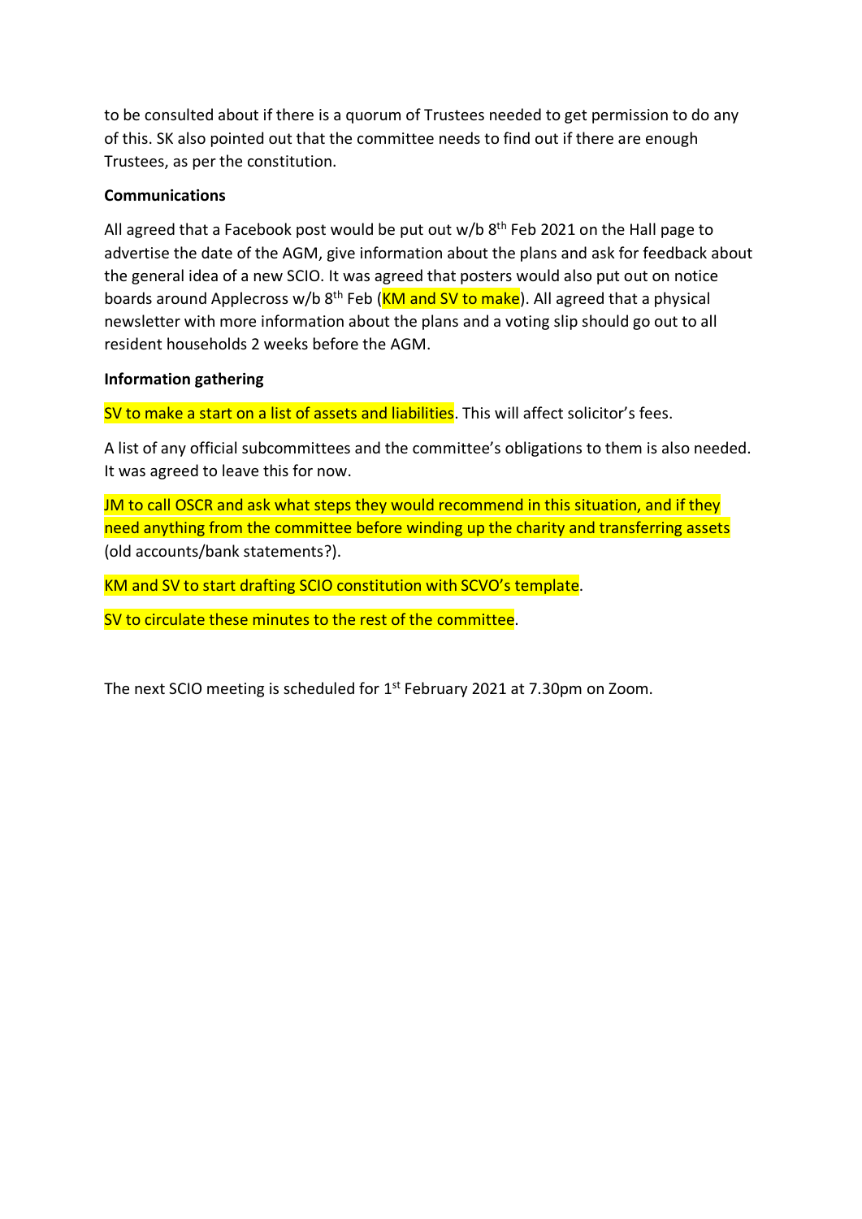to be consulted about if there is a quorum of Trustees needed to get permission to do any of this. SK also pointed out that the committee needs to find out if there are enough Trustees, as per the constitution.

**Communications**

All agreed that a Facebook post would be put out w/b 8th Feb 2021 on the Hall page to advertise the date of the AGM, give information about the plans and ask for feedback about the general idea of a new SCIO. It was agreed that posters would also put out on notice boards around Applecross w/b 8th Feb (KM and SV to make). All agreed that a physical newsletter with more information about the plans and a voting slip should go out to all resident households 2 weeks before the AGM.

**Information gathering**

SV to make a start on a list of assets and liabilities. This will affect solicitor's fees.

A list of any official subcommittees and the committee's obligations to them is also needed. It was agreed to leave this for now.

JM to call OSCR and ask what steps they would recommend in this situation, and if they need anything from the committee before winding up the charity and transferring assets (old accounts/bank statements?).

KM and SV to start drafting SCIO constitution with SCVO's template.

SV to circulate these minutes to the rest of the committee.

The next SCIO meeting is scheduled for 1st February 2021 at 7.30pm on Zoom.